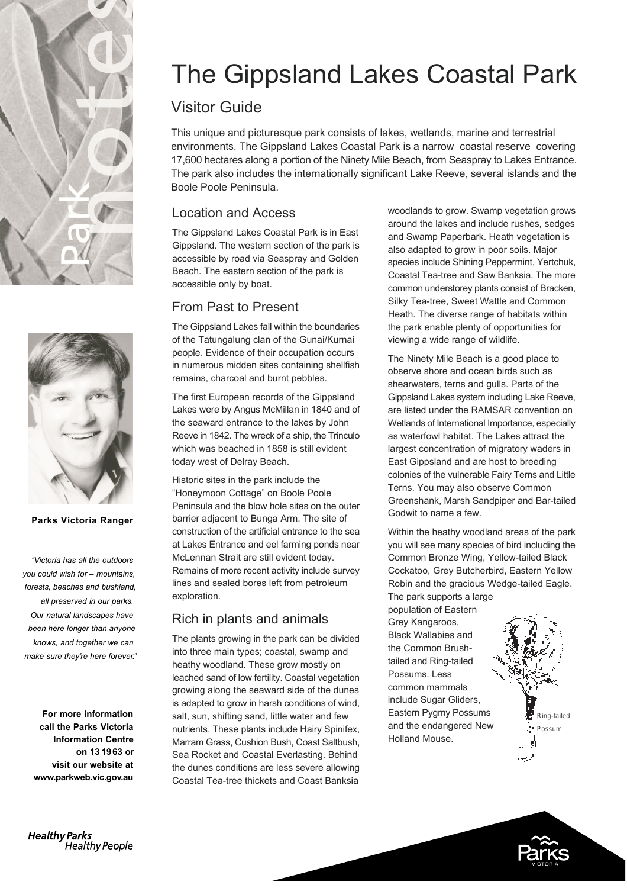# The Gippsland Lakes Coastal Park

## Visitor Guide

This unique and picturesque park consists of lakes, wetlands, marine and terrestrial environments. The Gippsland Lakes Coastal Park is a narrow coastal reserve covering 17,600 hectares along a portion of the Ninety Mile Beach, from Seaspray to Lakes Entrance. The park also includes the internationally significant Lake Reeve, several islands and the Boole Poole Peninsula.

### Location and Access

The Gippsland Lakes Coastal Park is in East Gippsland. The western section of the park is accessible by road via Seaspray and Golden Beach. The eastern section of the park is accessible only by boat.

### From Past to Present

The Gippsland Lakes fall within the boundaries of the Tatungalung clan of the Gunai/Kurnai people. Evidence of their occupation occurs in numerous midden sites containing shellfish remains, charcoal and burnt pebbles.

The first European records of the Gippsland Lakes were by Angus McMillan in 1840 and of the seaward entrance to the lakes by John Reeve in 1842. The wreck of a ship, the Trinculo which was beached in 1858 is still evident today west of Delray Beach.

Historic sites in the park include the "Honeymoon Cottage" on Boole Poole Peninsula and the blow hole sites on the outer barrier adjacent to Bunga Arm. The site of construction of the artificial entrance to the sea at Lakes Entrance and eel farming ponds near McLennan Strait are still evident today. Remains of more recent activity include survey lines and sealed bores left from petroleum exploration.

### Rich in plants and animals

The plants growing in the park can be divided into three main types; coastal, swamp and heathy woodland. These grow mostly on leached sand of low fertility. Coastal vegetation growing along the seaward side of the dunes is adapted to grow in harsh conditions of wind, salt, sun, shifting sand, little water and few nutrients. These plants include Hairy Spinifex, Marram Grass, Cushion Bush, Coast Saltbush, Sea Rocket and Coastal Everlasting. Behind the dunes conditions are less severe allowing Coastal Tea-tree thickets and Coast Banksia woodlands to grow. Swamp vegetation grows around the lakes and include rushes, sedges and Swamp Paperbark. Heath vegetation is also adapted to grow in poor soils. Major species include Shining Peppermint, Yertchuk, Coastal Tea-tree and Saw Banksia. The more common understorey plants consist of Bracken, Silky Tea-tree, Sweet Wattle and Common Heath. The diverse range of habitats within the park enable plenty of opportunities for viewing a wide range of wildlife.

The Ninety Mile Beach is a good place to observe shore and ocean birds such as shearwaters, terns and gulls. Parts of the Gippsland Lakes system including Lake Reeve, are listed under the RAMSAR convention on Wetlands of International Importance, especially as waterfowl habitat. The Lakes attract the largest concentration of migratory waders in East Gippsland and are host to breeding colonies of the vulnerable Fairy Terns and Little Terns. You may also observe Common Greenshank, Marsh Sandpiper and Bar-tailed Godwit to name a few.

Within the heathy woodland areas of the park you will see many species of bird including the Common Bronze Wing, Yellow-tailed Black Cockatoo, Grey Butcherbird, Eastern Yellow Robin and the gracious Wedge-tailed Eagle. The park supports a large population of Eastern Grey Kangaroos, Black Wallabies and the Common Brush-tailed and Ring-tailed Possums. Less common mammals include Sugar Gliders, Eastern Pygmy Possums and the endangered New Holland Mouse.

Ring-tailed Possum

**Parks Victoria Ranger**

*"Victoria has all the outdoors you could wish for – mountains, forests, beaches and bushland, all preserved in our parks. Our natural landscapes have been here longer than anyone knows, and together we can make sure they're here forever."*

**For more information call the Parks Victoria Information Centre on 13 1963 or visit our website at www.parkweb.vic.gov.au**

*Healthy Parks Healthy People*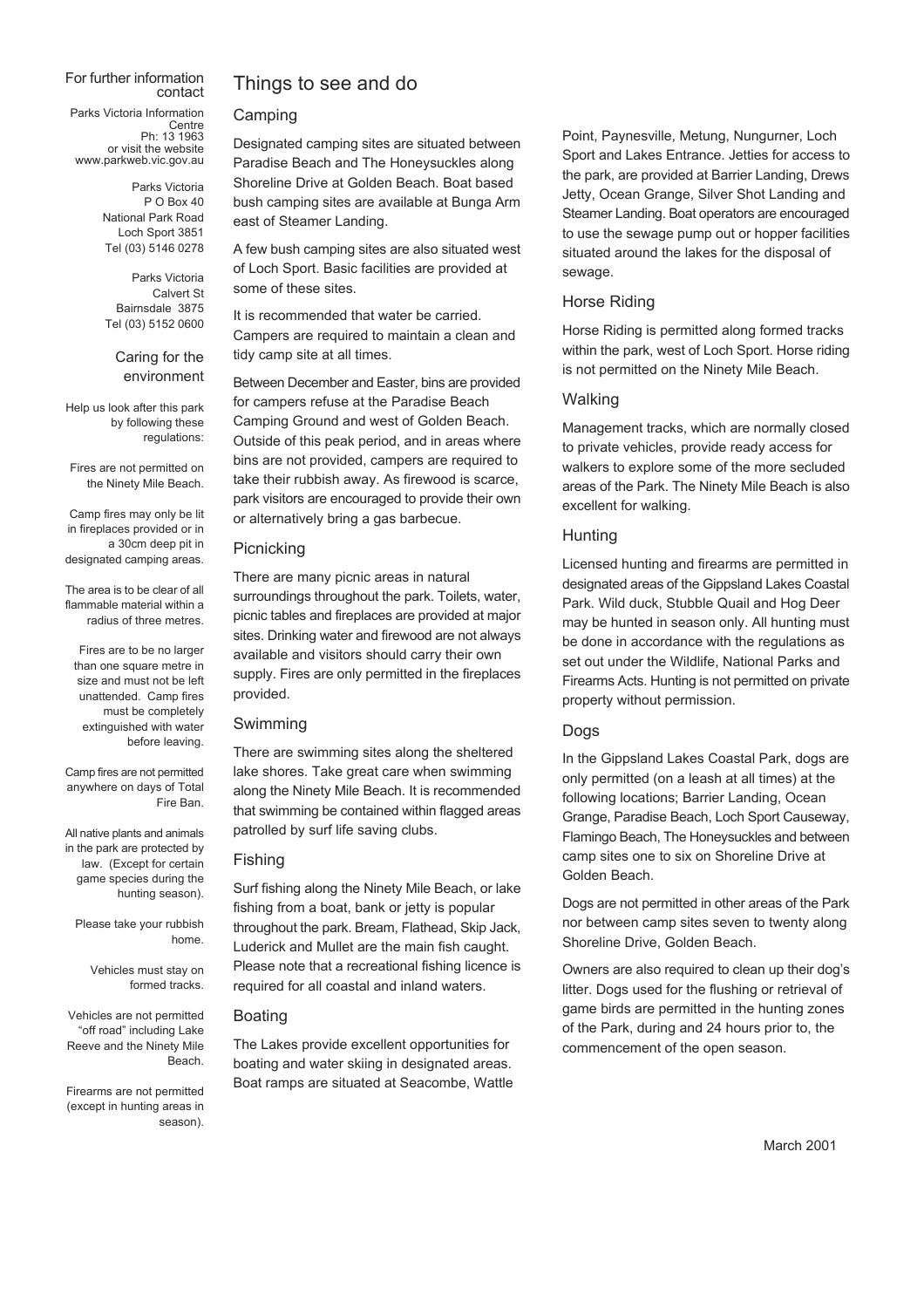For further information contact

Parks Victoria Information Centre
Ph: 13 1963
or visit the website
www.parkweb.vic.gov.au

Parks Victoria
P O Box 40
National Park Road
Loch Sport 3851
Tel (03) 5146 0278

Parks Victoria
Calvert St
Bairnsdale 3875
Tel (03) 5152 0600

## Caring for the environment

Help us look after this park by following these regulations:

Fires are not permitted on the Ninety Mile Beach.

Camp fires may only be lit in fireplaces provided or in a 30cm deep pit in designated camping areas.

The area is to be clear of all flammable material within a radius of three metres.

Fires are to be no larger than one square metre in size and must not be left unattended. Camp fires must be completely extinguished with water before leaving.

Camp fires are not permitted anywhere on days of Total Fire Ban.

All native plants and animals in the park are protected by law. (Except for certain game species during the hunting season).

Please take your rubbish home.

Vehicles must stay on formed tracks.

Vehicles are not permitted "off road" including Lake Reeve and the Ninety Mile Beach.

Firearms are not permitted (except in hunting areas in season).

# Things to see and do

## Camping

Designated camping sites are situated between Paradise Beach and The Honeysuckles along Shoreline Drive at Golden Beach. Boat based bush camping sites are available at Bunga Arm east of Steamer Landing.

A few bush camping sites are also situated west of Loch Sport. Basic facilities are provided at some of these sites.

It is recommended that water be carried. Campers are required to maintain a clean and tidy camp site at all times.

Between December and Easter, bins are provided for campers refuse at the Paradise Beach Camping Ground and west of Golden Beach. Outside of this peak period, and in areas where bins are not provided, campers are required to take their rubbish away. As firewood is scarce, park visitors are encouraged to provide their own or alternatively bring a gas barbecue.

## Picnicking

There are many picnic areas in natural surroundings throughout the park. Toilets, water, picnic tables and fireplaces are provided at major sites. Drinking water and firewood are not always available and visitors should carry their own supply. Fires are only permitted in the fireplaces provided.

## Swimming

There are swimming sites along the sheltered lake shores. Take great care when swimming along the Ninety Mile Beach. It is recommended that swimming be contained within flagged areas patrolled by surf life saving clubs.

## Fishing

Surf fishing along the Ninety Mile Beach, or lake fishing from a boat, bank or jetty is popular throughout the park. Bream, Flathead, Skip Jack, Luderick and Mullet are the main fish caught. Please note that a recreational fishing licence is required for all coastal and inland waters.

## Boating

The Lakes provide excellent opportunities for boating and water skiing in designated areas. Boat ramps are situated at Seacombe, Wattle Point, Paynesville, Metung, Nungurner, Loch Sport and Lakes Entrance. Jetties for access to the park, are provided at Barrier Landing, Drews Jetty, Ocean Grange, Silver Shot Landing and Steamer Landing. Boat operators are encouraged to use the sewage pump out or hopper facilities situated around the lakes for the disposal of sewage.

## Horse Riding

Horse Riding is permitted along formed tracks within the park, west of Loch Sport. Horse riding is not permitted on the Ninety Mile Beach.

## Walking

Management tracks, which are normally closed to private vehicles, provide ready access for walkers to explore some of the more secluded areas of the Park. The Ninety Mile Beach is also excellent for walking.

## Hunting

Licensed hunting and firearms are permitted in designated areas of the Gippsland Lakes Coastal Park. Wild duck, Stubble Quail and Hog Deer may be hunted in season only. All hunting must be done in accordance with the regulations as set out under the Wildlife, National Parks and Firearms Acts. Hunting is not permitted on private property without permission.

## Dogs

In the Gippsland Lakes Coastal Park, dogs are only permitted (on a leash at all times) at the following locations; Barrier Landing, Ocean Grange, Paradise Beach, Loch Sport Causeway, Flamingo Beach, The Honeysuckles and between camp sites one to six on Shoreline Drive at Golden Beach.

Dogs are not permitted in other areas of the Park nor between camp sites seven to twenty along Shoreline Drive, Golden Beach.

Owners are also required to clean up their dog's litter. Dogs used for the flushing or retrieval of game birds are permitted in the hunting zones of the Park, during and 24 hours prior to, the commencement of the open season.

March 2001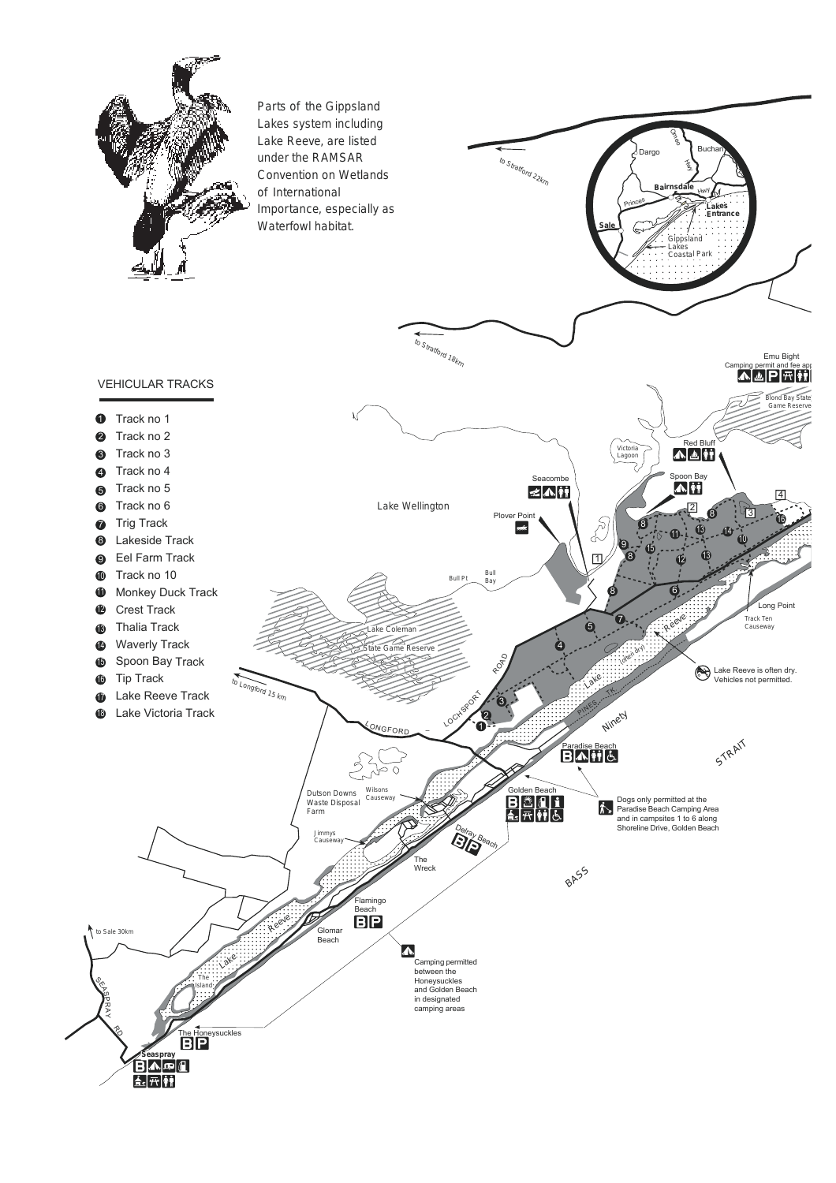Parts of the Gippsland Lakes system including Lake Reeve, are listed under the RAMSAR Convention on Wetlands of International Importance, especially as Waterfowl habitat.

## VEHICULAR TRACKS

1. Track no 1
2. Track no 2
3. Track no 3
4. Track no 4
5. Track no 5
6. Track no 6
7. Trig Track
8. Lakeside Track
9. Eel Farm Track
10. Track no 10
11. Monkey Duck Track
12. Crest Track
13. Thalia Track
14. Waverly Track
15. Spoon Bay Track
16. Tip Track
17. Lake Reeve Track
18. Lake Victoria Track

Emu Bight
Camping permit and fee app

Lake Reeve is often dry. Vehicles not permitted.

Dogs only permitted at the Paradise Beach Camping Area and in campsites 1 to 6 along Shoreline Drive, Golden Beach

Camping permitted between the Honeysuckles and Golden Beach in designated camping areas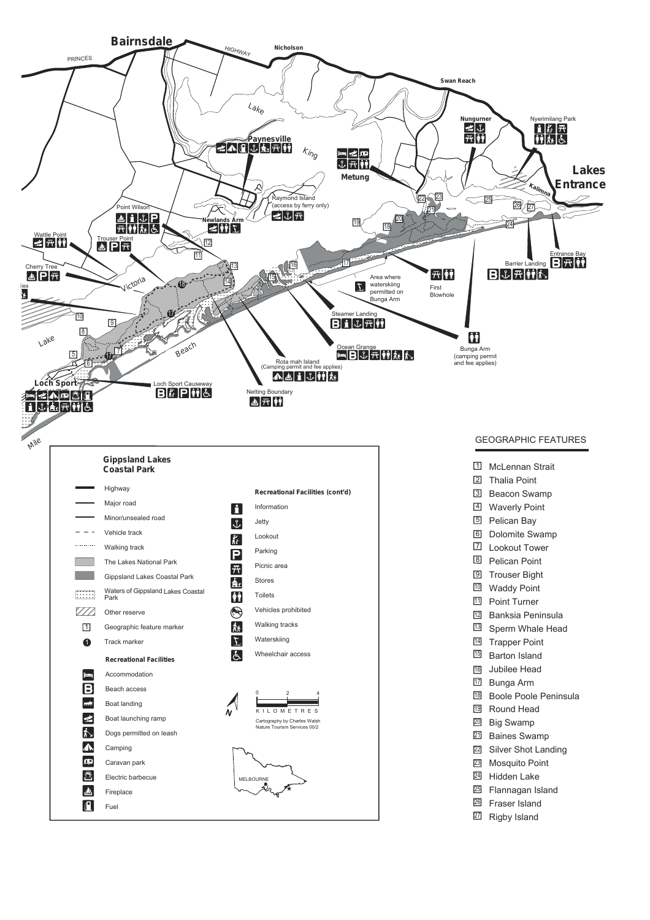## Gippsland Lakes Coastal Park

| Legend | |
|---|---|
| Highway | |
| Major road | |
| Minor/unsealed road | |
| Vehicle track | |
| Walking track | |
| The Lakes National Park | |
| Gippsland Lakes Coastal Park | |
| Waters of Gippsland Lakes Coastal Park | |
| Other reserve | |
| Geographic feature marker | |
| Track marker | |

### Recreational Facilities

- Accommodation
- Beach access
- Boat landing
- Boat launching ramp
- Dogs permitted on leash
- Camping
- Caravan park
- Electric barbecue
- Fireplace
- Fuel

### Recreational Facilities (cont'd)

- Information
- Jetty
- Lookout
- Parking
- Picnic area
- Stores
- Toilets
- Vehicles prohibited
- Walking tracks
- Waterskiing
- Wheelchair access

0 2 4
KILOMETRES

Cartography by Charles Walsh
Nature Tourism Services 00/2

MELBOURNE

## GEOGRAPHIC FEATURES

1. McLennan Strait
2. Thalia Point
3. Beacon Swamp
4. Waverly Point
5. Pelican Bay
6. Dolomite Swamp
7. Lookout Tower
8. Pelican Point
9. Trouser Bight
10. Waddy Point
11. Point Turner
12. Banksia Peninsula
13. Sperm Whale Head
14. Trapper Point
15. Barton Island
16. Jubilee Head
17. Bunga Arm
18. Boole Poole Peninsula
19. Round Head
20. Big Swamp
21. Baines Swamp
22. Silver Shot Landing
23. Mosquito Point
24. Hidden Lake
25. Flannagan Island
26. Fraser Island
27. Rigby Island

Bairnsdale
PRINCES HIGHWAY
Nicholson
Swan Reach
Lake King
Paynesville
Metung
Nungurner
Nyerimilang Park
Lakes Entrance
Kalimna
Raymond Island (access by ferry only)
Point Wilson
Newlands Arm
Wattle Point
Trouser Point
Cherry Tree
Lake Victoria
Area where waterskiing permitted on Bunga Arm
First Blowhole
Barrier Landing
Entrance Bay
Steamer Landing
Bunga Arm (camping permit and fee applies)
Ocean Grange
Rota mah Island (Camping permit and fee applies)
Netting Boundary
Loch Sport Causeway
Loch Sport
Lake
Beach
Mile